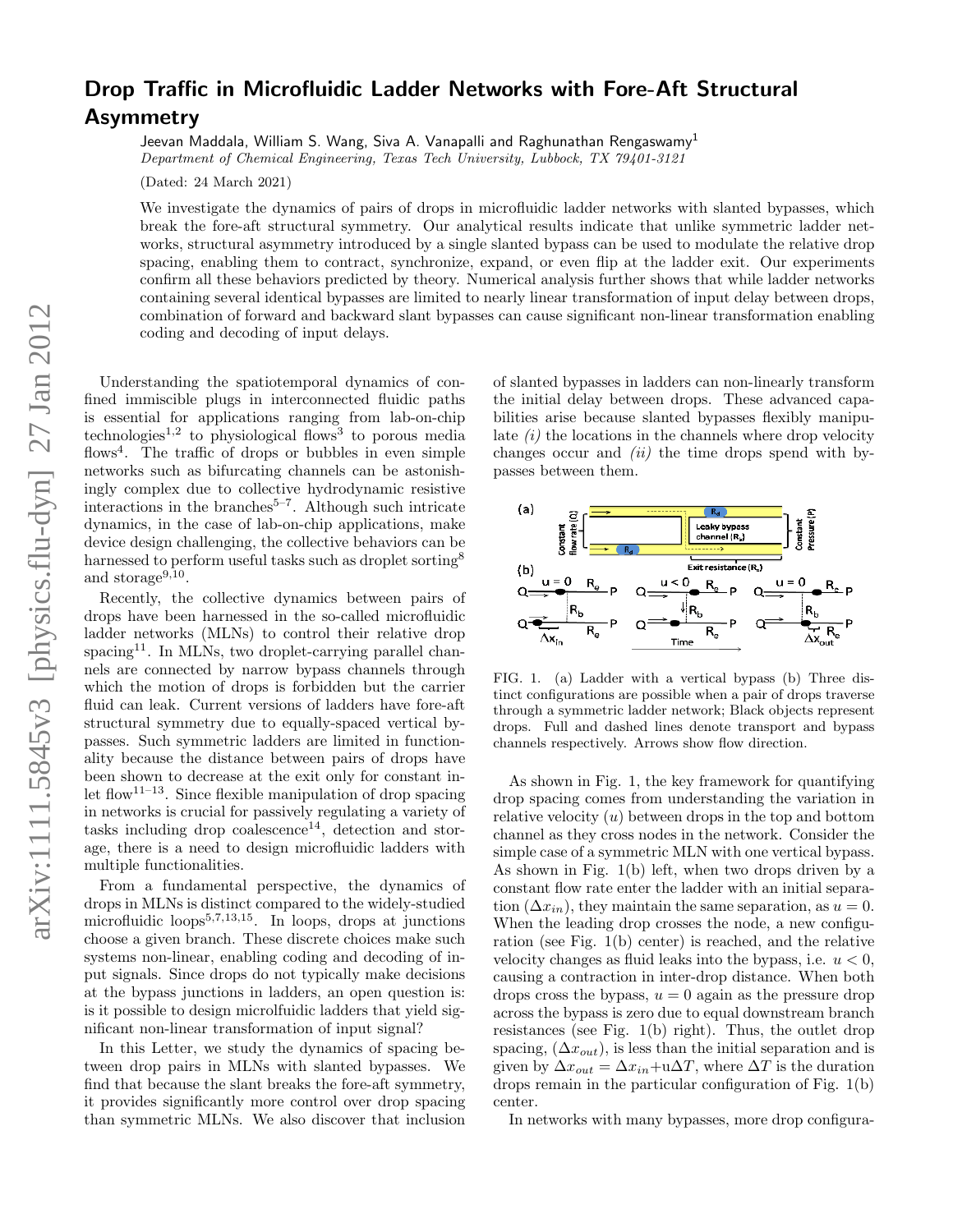# Drop Traffic in Microfluidic Ladder Networks with Fore-Aft Structural Asymmetry

Jeevan Maddala, William S. Wang, Siva A. Vanapalli and Raghunathan Rengaswamy[1]

*Department of Chemical Engineering, Texas Tech University, Lubbock, TX 79401-3121*

(Dated: 24 March 2021)

We investigate the dynamics of pairs of drops in microfluidic ladder networks with slanted bypasses, which break the fore-aft structural symmetry. Our analytical results indicate that unlike symmetric ladder networks, structural asymmetry introduced by a single slanted bypass can be used to modulate the relative drop spacing, enabling them to contract, synchronize, expand, or even flip at the ladder exit. Our experiments confirm all these behaviors predicted by theory. Numerical analysis further shows that while ladder networks containing several identical bypasses are limited to nearly linear transformation of input delay between drops, combination of forward and backward slant bypasses can cause significant non-linear transformation enabling coding and decoding of input delays.

Understanding the spatiotemporal dynamics of confined immiscible plugs in interconnected fluidic paths is essential for applications ranging from lab-on-chip technologies[1,2] to physiological flows[3] to porous media flows[4]. The traffic of drops or bubbles in even simple networks such as bifurcating channels can be astonishingly complex due to collective hydrodynamic resistive interactions in the branches[5–7]. Although such intricate dynamics, in the case of lab-on-chip applications, make device design challenging, the collective behaviors can be harnessed to perform useful tasks such as droplet sorting[8] and storage[9,10].

Recently, the collective dynamics between pairs of drops have been harnessed in the so-called microfluidic ladder networks (MLNs) to control their relative drop spacing[11]. In MLNs, two droplet-carrying parallel channels are connected by narrow bypass channels through which the motion of drops is forbidden but the carrier fluid can leak. Current versions of ladders have fore-aft structural symmetry due to equally-spaced vertical bypasses. Such symmetric ladders are limited in functionality because the distance between pairs of drops have been shown to decrease at the exit only for constant inlet flow[11–13]. Since flexible manipulation of drop spacing in networks is crucial for passively regulating a variety of tasks including drop coalescence[14], detection and storage, there is a need to design microfluidic ladders with multiple functionalities.

From a fundamental perspective, the dynamics of drops in MLNs is distinct compared to the widely-studied microfluidic loops[5,7,13,15]. In loops, drops at junctions choose a given branch. These discrete choices make such systems non-linear, enabling coding and decoding of input signals. Since drops do not typically make decisions at the bypass junctions in ladders, an open question is: is it possible to design microfluidic ladders that yield significant non-linear transformation of input signal?

In this Letter, we study the dynamics of spacing between drop pairs in MLNs with slanted bypasses. We find that because the slant breaks the fore-aft symmetry, it provides significantly more control over drop spacing than symmetric MLNs. We also discover that inclusion of slanted bypasses in ladders can non-linearly transform the initial delay between drops. These advanced capabilities arise because slanted bypasses flexibly manipulate *(i)* the locations in the channels where drop velocity changes occur and *(ii)* the time drops spend with bypasses between them.

FIG. 1. (a) Ladder with a vertical bypass (b) Three distinct configurations are possible when a pair of drops traverse through a symmetric ladder network; Black objects represent drops. Full and dashed lines denote transport and bypass channels respectively. Arrows show flow direction.

As shown in Fig. 1, the key framework for quantifying drop spacing comes from understanding the variation in relative velocity ($u$) between drops in the top and bottom channel as they cross nodes in the network. Consider the simple case of a symmetric MLN with one vertical bypass. As shown in Fig. 1(b) left, when two drops driven by a constant flow rate enter the ladder with an initial separation ($\Delta x_{in}$), they maintain the same separation, as $u = 0$. When the leading drop crosses the node, a new configuration (see Fig. 1(b) center) is reached, and the relative velocity changes as fluid leaks into the bypass, i.e. $u < 0$, causing a contraction in inter-drop distance. When both drops cross the bypass, $u = 0$ again as the pressure drop across the bypass is zero due to equal downstream branch resistances (see Fig. 1(b) right). Thus, the outlet drop spacing, ($\Delta x_{out}$), is less than the initial separation and is given by $\Delta x_{out} = \Delta x_{in} + u\Delta T$, where $\Delta T$ is the duration drops remain in the particular configuration of Fig. 1(b) center.

In networks with many bypasses, more drop configura-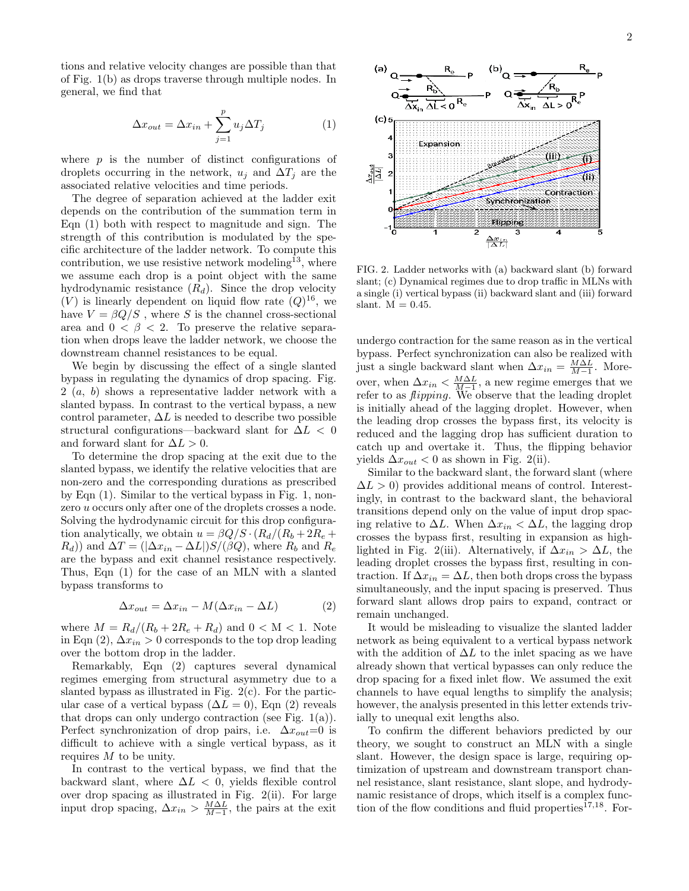tions and relative velocity changes are possible than that of Fig. 1(b) as drops traverse through multiple nodes. In general, we find that

$$\Delta x_{out} = \Delta x_{in} + \sum_{j=1}^{p} u_j \Delta T_j \tag{1}$$

where $p$ is the number of distinct configurations of droplets occurring in the network, $u_j$ and $\Delta T_j$ are the associated relative velocities and time periods.

The degree of separation achieved at the ladder exit depends on the contribution of the summation term in Eqn (1) both with respect to magnitude and sign. The strength of this contribution is modulated by the specific architecture of the ladder network. To compute this contribution, we use resistive network modeling[13], where we assume each drop is a point object with the same hydrodynamic resistance ($R_d$). Since the drop velocity ($V$) is linearly dependent on liquid flow rate ($Q$)[16], we have $V = \beta Q/S$ , where $S$ is the channel cross-sectional area and $0 < \beta < 2$. To preserve the relative separation when drops leave the ladder network, we choose the downstream channel resistances to be equal.

We begin by discussing the effect of a single slanted bypass in regulating the dynamics of drop spacing. Fig. 2 ($a$, $b$) shows a representative ladder network with a slanted bypass. In contrast to the vertical bypass, a new control parameter, $\Delta L$ is needed to describe two possible structural configurations—backward slant for $\Delta L < 0$ and forward slant for $\Delta L > 0$.

To determine the drop spacing at the exit due to the slanted bypass, we identify the relative velocities that are non-zero and the corresponding durations as prescribed by Eqn (1). Similar to the vertical bypass in Fig. 1, non-zero $u$ occurs only after one of the droplets crosses a node. Solving the hydrodynamic circuit for this drop configuration analytically, we obtain $u = \beta Q/S \cdot (R_d/(R_b + 2R_e + R_d))$ and $\Delta T = (|\Delta x_{in} - \Delta L|)S/(\beta Q)$, where $R_b$ and $R_e$ are the bypass and exit channel resistance respectively. Thus, Eqn (1) for the case of an MLN with a slanted bypass transforms to

$$\Delta x_{out} = \Delta x_{in} - M(\Delta x_{in} - \Delta L) \tag{2}$$

where $M = R_d/(R_b + 2R_e + R_d)$ and $0 < M < 1$. Note in Eqn (2), $\Delta x_{in} > 0$ corresponds to the top drop leading over the bottom drop in the ladder.

Remarkably, Eqn (2) captures several dynamical regimes emerging from structural asymmetry due to a slanted bypass as illustrated in Fig. 2(c). For the particular case of a vertical bypass ($\Delta L = 0$), Eqn (2) reveals that drops can only undergo contraction (see Fig. 1(a)). Perfect synchronization of drop pairs, i.e. $\Delta x_{out}$=0 is difficult to achieve with a single vertical bypass, as it requires $M$ to be unity.

In contrast to the vertical bypass, we find that the backward slant, where $\Delta L < 0$, yields flexible control over drop spacing as illustrated in Fig. 2(ii). For large input drop spacing, $\Delta x_{in} > \frac{M\Delta L}{M-1}$, the pairs at the exit undergo contraction for the same reason as in the vertical bypass. Perfect synchronization can also be realized with just a single backward slant when $\Delta x_{in} = \frac{M\Delta L}{M-1}$. Moreover, when $\Delta x_{in} < \frac{M\Delta L}{M-1}$, a new regime emerges that we refer to as *flipping*. We observe that the leading droplet is initially ahead of the lagging droplet. However, when the leading drop crosses the bypass first, its velocity is reduced and the lagging drop has sufficient duration to catch up and overtake it. Thus, the flipping behavior yields $\Delta x_{out} < 0$ as shown in Fig. 2(ii).

FIG. 2. Ladder networks with (a) backward slant (b) forward slant; (c) Dynamical regimes due to drop traffic in MLNs with a single (i) vertical bypass (ii) backward slant and (iii) forward slant. M = 0.45.

Similar to the backward slant, the forward slant (where $\Delta L > 0$) provides additional means of control. Interestingly, in contrast to the backward slant, the behavioral transitions depend only on the value of input drop spacing relative to $\Delta L$. When $\Delta x_{in} < \Delta L$, the lagging drop crosses the bypass first, resulting in expansion as highlighted in Fig. 2(iii). Alternatively, if $\Delta x_{in} > \Delta L$, the leading droplet crosses the bypass first, resulting in contraction. If $\Delta x_{in} = \Delta L$, then both drops cross the bypass simultaneously, and the input spacing is preserved. Thus forward slant allows drop pairs to expand, contract or remain unchanged.

It would be misleading to visualize the slanted ladder network as being equivalent to a vertical bypass network with the addition of $\Delta L$ to the inlet spacing as we have already shown that vertical bypasses can only reduce the drop spacing for a fixed inlet flow. We assumed the exit channels to have equal lengths to simplify the analysis; however, the analysis presented in this letter extends trivially to unequal exit lengths also.

To confirm the different behaviors predicted by our theory, we sought to construct an MLN with a single slant. However, the design space is large, requiring optimization of upstream and downstream transport channel resistance, slant resistance, slant slope, and hydrodynamic resistance of drops, which itself is a complex function of the flow conditions and fluid properties[17,18]. For-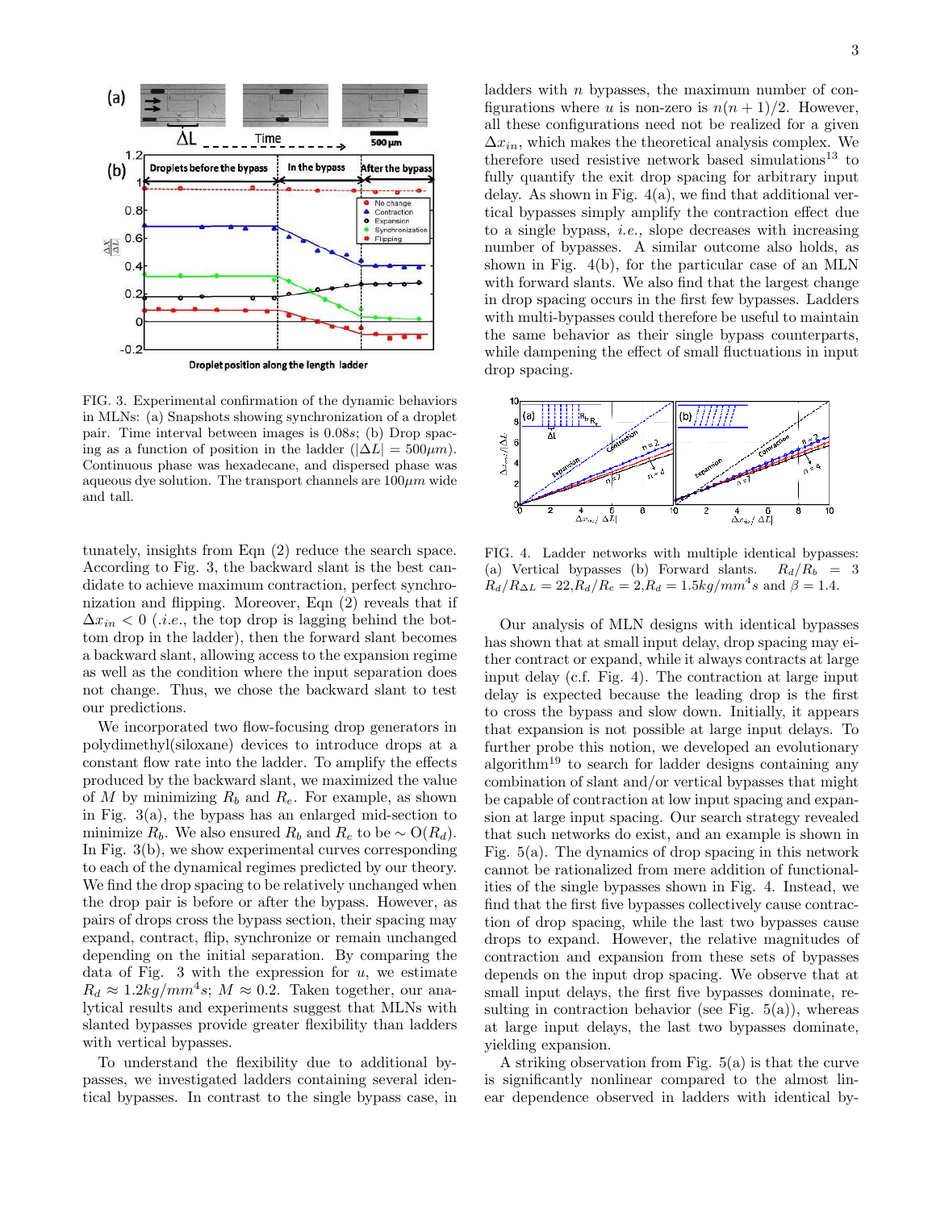FIG. 3. Experimental confirmation of the dynamic behaviors in MLNs: (a) Snapshots showing synchronization of a droplet pair. Time interval between images is 0.08*s*; (b) Drop spacing as a function of position in the ladder ($|\Delta L| = 500\mu m$). Continuous phase was hexadecane, and dispersed phase was aqueous dye solution. The transport channels are $100\mu m$ wide and tall.

tunately, insights from Eqn (2) reduce the search space. According to Fig. 3, the backward slant is the best candidate to achieve maximum contraction, perfect synchronization and flipping. Moreover, Eqn (2) reveals that if $\Delta x_{in} < 0$ (*i.e.*, the top drop is lagging behind the bottom drop in the ladder), then the forward slant becomes a backward slant, allowing access to the expansion regime as well as the condition where the input separation does not change. Thus, we chose the backward slant to test our predictions.

We incorporated two flow-focusing drop generators in polydimethyl(siloxane) devices to introduce drops at a constant flow rate into the ladder. To amplify the effects produced by the backward slant, we maximized the value of $M$ by minimizing $R_b$ and $R_e$. For example, as shown in Fig. 3(a), the bypass has an enlarged mid-section to minimize $R_b$. We also ensured $R_b$ and $R_e$ to be $\sim O(R_d)$. In Fig. 3(b), we show experimental curves corresponding to each of the dynamical regimes predicted by our theory. We find the drop spacing to be relatively unchanged when the drop pair is before or after the bypass. However, as pairs of drops cross the bypass section, their spacing may expand, contract, flip, synchronize or remain unchanged depending on the initial separation. By comparing the data of Fig. 3 with the expression for $u$, we estimate $R_d \approx 1.2kg/mm^4s$; $M \approx 0.2$. Taken together, our analytical results and experiments suggest that MLNs with slanted bypasses provide greater flexibility than ladders with vertical bypasses.

To understand the flexibility due to additional bypasses, we investigated ladders containing several identical bypasses. In contrast to the single bypass case, in ladders with $n$ bypasses, the maximum number of configurations where $u$ is non-zero is $n(n+1)/2$. However, all these configurations need not be realized for a given $\Delta x_{in}$, which makes the theoretical analysis complex. We therefore used resistive network based simulations[13] to fully quantify the exit drop spacing for arbitrary input delay. As shown in Fig. 4(a), we find that additional vertical bypasses simply amplify the contraction effect due to a single bypass, *i.e.,* slope decreases with increasing number of bypasses. A similar outcome also holds, as shown in Fig. 4(b), for the particular case of an MLN with forward slants. We also find that the largest change in drop spacing occurs in the first few bypasses. Ladders with multi-bypasses could therefore be useful to maintain the same behavior as their single bypass counterparts, while dampening the effect of small fluctuations in input drop spacing.

FIG. 4. Ladder networks with multiple identical bypasses: (a) Vertical bypasses (b) Forward slants. $R_d/R_b = 3$ $R_d/R_{\Delta L} = 22$,$R_d/R_e = 2$,$R_d = 1.5kg/mm^4s$ and $\beta = 1.4$.

Our analysis of MLN designs with identical bypasses has shown that at small input delay, drop spacing may either contract or expand, while it always contracts at large input delay (c.f. Fig. 4). The contraction at large input delay is expected because the leading drop is the first to cross the bypass and slow down. Initially, it appears that expansion is not possible at large input delays. To further probe this notion, we developed an evolutionary algorithm[19] to search for ladder designs containing any combination of slant and/or vertical bypasses that might be capable of contraction at low input spacing and expansion at large input spacing. Our search strategy revealed that such networks do exist, and an example is shown in Fig. 5(a). The dynamics of drop spacing in this network cannot be rationalized from mere addition of functionalities of the single bypasses shown in Fig. 4. Instead, we find that the first five bypasses collectively cause contraction of drop spacing, while the last two bypasses cause drops to expand. However, the relative magnitudes of contraction and expansion from these sets of bypasses depends on the input drop spacing. We observe that at small input delays, the first five bypasses dominate, resulting in contraction behavior (see Fig. 5(a)), whereas at large input delays, the last two bypasses dominate, yielding expansion.

A striking observation from Fig. 5(a) is that the curve is significantly nonlinear compared to the almost linear dependence observed in ladders with identical by-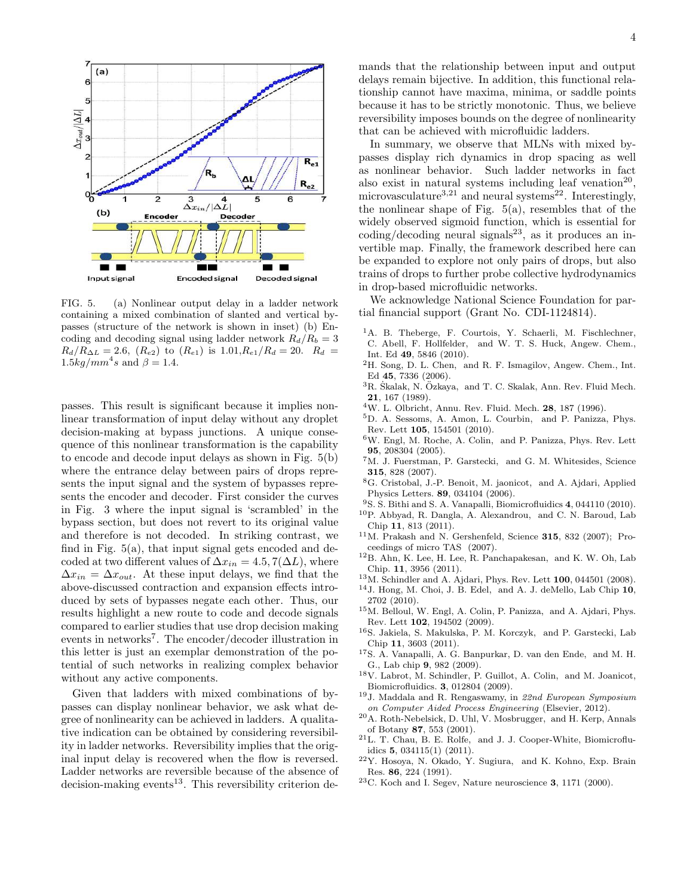(a)

$\Delta x_{out}/|\Delta L|$

0 1 2 3 4 5 6 7

$\Delta x_{in}/|\Delta L|$

$R_b$ $\Delta L$ $R_{e1}$ $R_{e2}$

(b)

Encoder Decoder

Input signal Encoded signal Decoded signal

FIG. 5. (a) Nonlinear output delay in a ladder network containing a mixed combination of slanted and vertical bypasses (structure of the network is shown in inset) (b) Encoding and decoding signal using ladder network $R_d/R_b = 3$ $R_d/R_{\Delta L} = 2.6$, ($R_{e2}$) to ($R_{e1}$) is 1.01,$R_{e1}/R_d = 20$. $R_d = 1.5kg/mm^4s$ and $\beta = 1.4$.

passes. This result is significant because it implies nonlinear transformation of input delay without any droplet decision-making at bypass junctions. A unique consequence of this nonlinear transformation is the capability to encode and decode input delays as shown in Fig. 5(b) where the entrance delay between pairs of drops represents the input signal and the system of bypasses represents the encoder and decoder. First consider the curves in Fig. 3 where the input signal is 'scrambled' in the bypass section, but does not revert to its original value and therefore is not decoded. In striking contrast, we find in Fig. 5(a), that input signal gets encoded and decoded at two different values of $\Delta x_{in} = 4.5, 7(\Delta L)$, where $\Delta x_{in} = \Delta x_{out}$. At these input delays, we find that the above-discussed contraction and expansion effects introduced by sets of bypasses negate each other. Thus, our results highlight a new route to code and decode signals compared to earlier studies that use drop decision making events in networks[7]. The encoder/decoder illustration in this letter is just an exemplar demonstration of the potential of such networks in realizing complex behavior without any active components.

Given that ladders with mixed combinations of bypasses can display nonlinear behavior, we ask what degree of nonlinearity can be achieved in ladders. A qualitative indication can be obtained by considering reversibility in ladder networks. Reversibility implies that the original input delay is recovered when the flow is reversed. Ladder networks are reversible because of the absence of decision-making events[13]. This reversibility criterion demands that the relationship between input and output delays remain bijective. In addition, this functional relationship cannot have maxima, minima, or saddle points because it has to be strictly monotonic. Thus, we believe reversibility imposes bounds on the degree of nonlinearity that can be achieved with microfluidic ladders.

In summary, we observe that MLNs with mixed bypasses display rich dynamics in drop spacing as well as nonlinear behavior. Such ladder networks in fact also exist in natural systems including leaf venation[20], microvasculature[3,21] and neural systems[22]. Interestingly, the nonlinear shape of Fig. 5(a), resembles that of the widely observed sigmoid function, which is essential for coding/decoding neural signals[23], as it produces an invertible map. Finally, the framework described here can be expanded to explore not only pairs of drops, but also trains of drops to further probe collective hydrodynamics in drop-based microfluidic networks.

We acknowledge National Science Foundation for partial financial support (Grant No. CDI-1124814).

[1] A. B. Theberge, F. Courtois, Y. Schaerli, M. Fischlechner, C. Abell, F. Hollfelder, and W. T. S. Huck, Angew. Chem., Int. Ed **49**, 5846 (2010).

[2] H. Song, D. L. Chen, and R. F. Ismagilov, Angew. Chem., Int. Ed **45**, 7336 (2006).

[3] R. Śkalak, N. Özkaya, and T. C. Skalak, Ann. Rev. Fluid Mech. **21**, 167 (1989).

[4] W. L. Olbricht, Annu. Rev. Fluid. Mech. **28**, 187 (1996).

[5] D. A. Sessoms, A. Amon, L. Courbin, and P. Panizza, Phys. Rev. Lett **105**, 154501 (2010).

[6] W. Engl, M. Roche, A. Colin, and P. Panizza, Phys. Rev. Lett **95**, 208304 (2005).

[7] M. J. Fuerstman, P. Garstecki, and G. M. Whitesides, Science **315**, 828 (2007).

[8] G. Cristobal, J.-P. Benoit, M. jaonicot, and A. Ajdari, Applied Physics Letters. **89**, 034104 (2006).

[9] S. S. Bithi and S. A. Vanapalli, Biomicrofluidics **4**, 044110 (2010).

[10] P. Abbyad, R. Dangla, A. Alexandrou, and C. N. Baroud, Lab Chip **11**, 813 (2011).

[11] M. Prakash and N. Gershenfeld, Science **315**, 832 (2007); Proceedings of micro TAS (2007).

[12] B. Ahn, K. Lee, H. Lee, R. Panchapakesan, and K. W. Oh, Lab Chip. **11**, 3956 (2011).

[13] M. Schindler and A. Ajdari, Phys. Rev. Lett **100**, 044501 (2008).

[14] J. Hong, M. Choi, J. B. Edel, and A. J. deMello, Lab Chip **10**, 2702 (2010).

[15] M. Belloul, W. Engl, A. Colin, P. Panizza, and A. Ajdari, Phys. Rev. Lett **102**, 194502 (2009).

[16] S. Jakiela, S. Makulska, P. M. Korczyk, and P. Garstecki, Lab Chip **11**, 3603 (2011).

[17] S. A. Vanapalli, A. G. Banpurkar, D. van den Ende, and M. H. G., Lab chip **9**, 982 (2009).

[18] V. Labrot, M. Schindler, P. Guillot, A. Colin, and M. Joanicot, Biomicrofluidics. **3**, 012804 (2009).

[19] J. Maddala and R. Rengaswamy, in *22nd European Symposium on Computer Aided Process Engineering* (Elsevier, 2012).

[20] A. Roth-Nebelsick, D. Uhl, V. Mosbrugger, and H. Kerp, Annals of Botany **87**, 553 (2001).

[21] L. T. Chau, B. E. Rolfe, and J. J. Cooper-White, Biomicrofluidics **5**, 034115(1) (2011).

[22] Y. Hosoya, N. Okado, Y. Sugiura, and K. Kohno, Exp. Brain Res. **86**, 224 (1991).

[23] C. Koch and I. Segev, Nature neuroscience **3**, 1171 (2000).